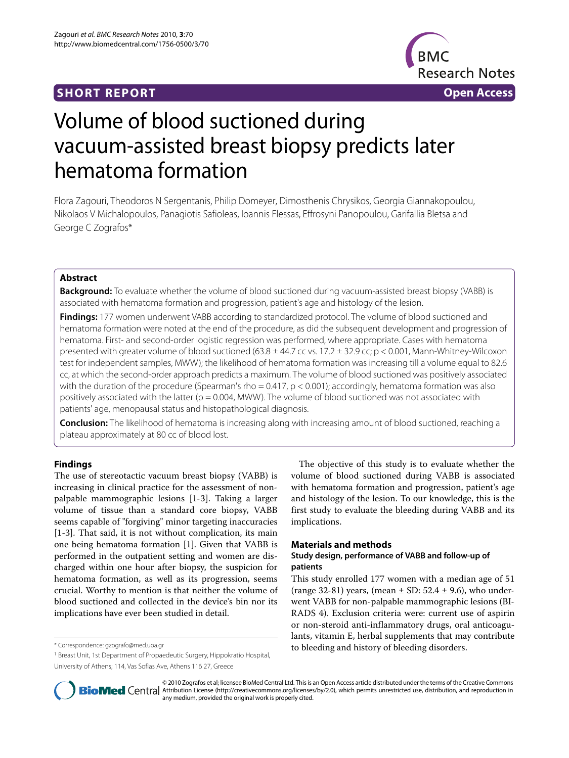SHORT REPORT

Open Access

# Volume of blood suctioned during vacuum-assisted breast biopsy predicts later hematoma formation

Flora Zagouri, Theodoros N Sergentanis, Philip Domeyer, Dimosthenis Chrysikos, Georgia Giannakopoulou, Nikolaos V Michalopoulos, Panagiotis Safioleas, Ioannis Flessas, Effrosyni Panopoulou, Garifallia Bletsa and George C Zografos*

## Abstract

**Background:** To evaluate whether the volume of blood suctioned during vacuum-assisted breast biopsy (VABB) is associated with hematoma formation and progression, patient's age and histology of the lesion.

**Findings:** 177 women underwent VABB according to standardized protocol. The volume of blood suctioned and hematoma formation were noted at the end of the procedure, as did the subsequent development and progression of hematoma. First- and second-order logistic regression was performed, where appropriate. Cases with hematoma presented with greater volume of blood suctioned (63.8 ± 44.7 cc vs. 17.2 ± 32.9 cc; $p < 0.001$, Mann-Whitney-Wilcoxon test for independent samples, MWW); the likelihood of hematoma formation was increasing till a volume equal to 82.6 cc, at which the second-order approach predicts a maximum. The volume of blood suctioned was positively associated with the duration of the procedure (Spearman's rho = 0.417, $p < 0.001$); accordingly, hematoma formation was also positively associated with the latter ($p = 0.004$, MWW). The volume of blood suctioned was not associated with patients' age, menopausal status and histopathological diagnosis.

**Conclusion:** The likelihood of hematoma is increasing along with increasing amount of blood suctioned, reaching a plateau approximately at 80 cc of blood lost.

## Findings

The use of stereotactic vacuum breast biopsy (VABB) is increasing in clinical practice for the assessment of non-palpable mammographic lesions [1-3]. Taking a larger volume of tissue than a standard core biopsy, VABB seems capable of "forgiving" minor targeting inaccuracies [1-3]. That said, it is not without complication, its main one being hematoma formation [1]. Given that VABB is performed in the outpatient setting and women are discharged within one hour after biopsy, the suspicion for hematoma formation, as well as its progression, seems crucial. Worthy to mention is that neither the volume of blood suctioned and collected in the device's bin nor its implications have ever been studied in detail.

The objective of this study is to evaluate whether the volume of blood suctioned during VABB is associated with hematoma formation and progression, patient's age and histology of the lesion. To our knowledge, this is the first study to evaluate the bleeding during VABB and its implications.

## Materials and methods

### Study design, performance of VABB and follow-up of patients

This study enrolled 177 women with a median age of 51 (range 32-81) years, (mean ± SD: 52.4 ± 9.6), who underwent VABB for non-palpable mammographic lesions (BI-RADS 4). Exclusion criteria were: current use of aspirin or non-steroid anti-inflammatory drugs, oral anticoagulants, vitamin E, herbal supplements that may contribute to bleeding and history of bleeding disorders.

\* Correspondence: gzografo@med.uoa.gr

[1] Breast Unit, 1st Department of Propaedeutic Surgery, Hippokratio Hospital, University of Athens; 114, Vas Sofias Ave, Athens 116 27, Greece

© 2010 Zografos et al; licensee BioMed Central Ltd. This is an Open Access article distributed under the terms of the Creative Commons Attribution License (http://creativecommons.org/licenses/by/2.0), which permits unrestricted use, distribution, and reproduction in any medium, provided the original work is properly cited.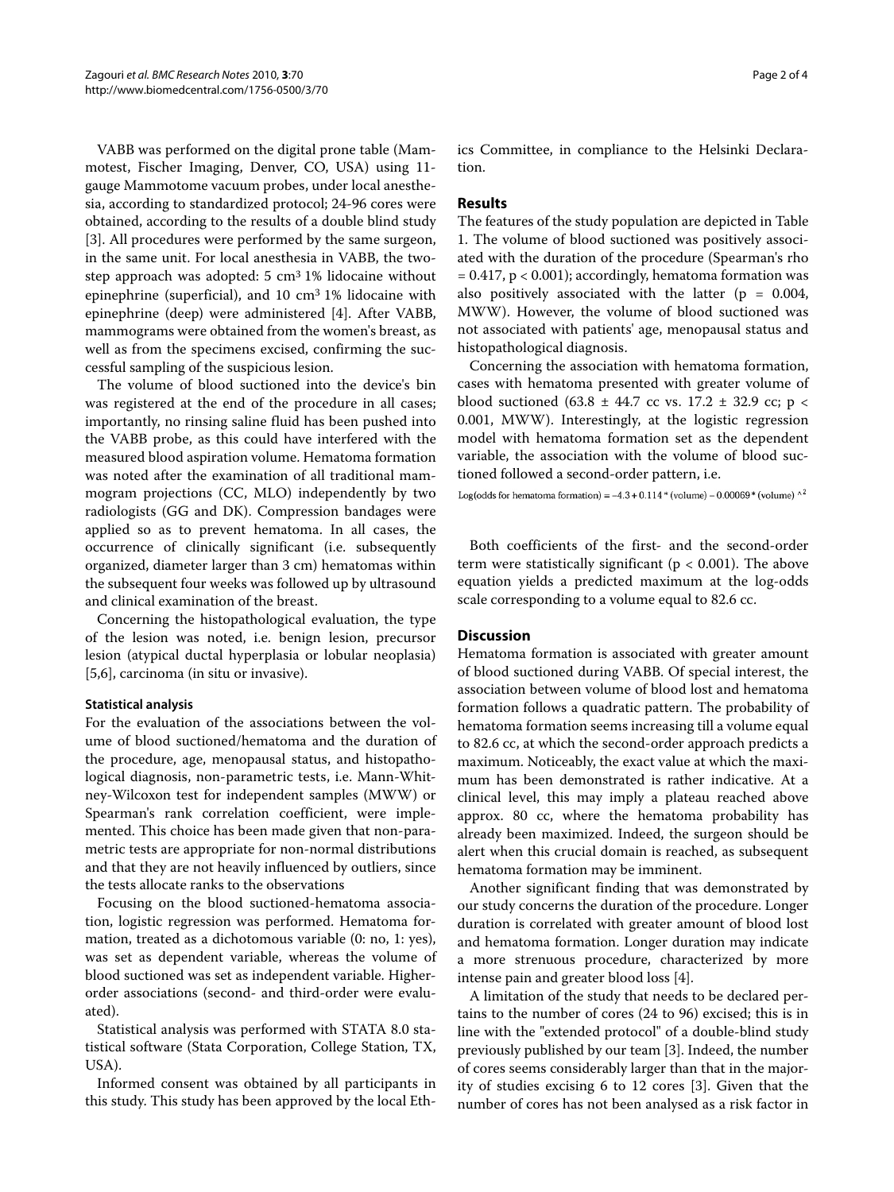VABB was performed on the digital prone table (Mammotest, Fischer Imaging, Denver, CO, USA) using 11-gauge Mammotome vacuum probes, under local anesthesia, according to standardized protocol; 24-96 cores were obtained, according to the results of a double blind study [3]. All procedures were performed by the same surgeon, in the same unit. For local anesthesia in VABB, the two-step approach was adopted: 5 $cm^3$ 1% lidocaine without epinephrine (superficial), and 10 $cm^3$ 1% lidocaine with epinephrine (deep) were administered [4]. After VABB, mammograms were obtained from the women's breast, as well as from the specimens excised, confirming the successful sampling of the suspicious lesion.

The volume of blood suctioned into the device's bin was registered at the end of the procedure in all cases; importantly, no rinsing saline fluid has been pushed into the VABB probe, as this could have interfered with the measured blood aspiration volume. Hematoma formation was noted after the examination of all traditional mammogram projections (CC, MLO) independently by two radiologists (GG and DK). Compression bandages were applied so as to prevent hematoma. In all cases, the occurrence of clinically significant (i.e. subsequently organized, diameter larger than 3 cm) hematomas within the subsequent four weeks was followed up by ultrasound and clinical examination of the breast.

Concerning the histopathological evaluation, the type of the lesion was noted, i.e. benign lesion, precursor lesion (atypical ductal hyperplasia or lobular neoplasia) [5,6], carcinoma (in situ or invasive).

#### Statistical analysis

For the evaluation of the associations between the volume of blood suctioned/hematoma and the duration of the procedure, age, menopausal status, and histopathological diagnosis, non-parametric tests, i.e. Mann-Whitney-Wilcoxon test for independent samples (MWW) or Spearman's rank correlation coefficient, were implemented. This choice has been made given that non-parametric tests are appropriate for non-normal distributions and that they are not heavily influenced by outliers, since the tests allocate ranks to the observations

Focusing on the blood suctioned-hematoma association, logistic regression was performed. Hematoma formation, treated as a dichotomous variable (0: no, 1: yes), was set as dependent variable, whereas the volume of blood suctioned was set as independent variable. Higher-order associations (second- and third-order were evaluated).

Statistical analysis was performed with STATA 8.0 statistical software (Stata Corporation, College Station, TX, USA).

Informed consent was obtained by all participants in this study. This study has been approved by the local Ethics Committee, in compliance to the Helsinki Declaration.

### Results

The features of the study population are depicted in Table 1. The volume of blood suctioned was positively associated with the duration of the procedure (Spearman's rho = 0.417, $p < 0.001$); accordingly, hematoma formation was also positively associated with the latter ($p = 0.004$, MWW). However, the volume of blood suctioned was not associated with patients' age, menopausal status and histopathological diagnosis.

Concerning the association with hematoma formation, cases with hematoma presented with greater volume of blood suctioned (63.8 ± 44.7 cc vs. 17.2 ± 32.9 cc; $p < 0.001$, MWW). Interestingly, at the logistic regression model with hematoma formation set as the dependent variable, the association with the volume of blood suctioned followed a second-order pattern, i.e.

$$\text{Log(odds for hematoma formation)} = -4.3 + 0.114 * (\text{volume}) - 0.00069 * (\text{volume})^{\wedge 2}$$

Both coefficients of the first- and the second-order term were statistically significant ($p < 0.001$). The above equation yields a predicted maximum at the log-odds scale corresponding to a volume equal to 82.6 cc.

### Discussion

Hematoma formation is associated with greater amount of blood suctioned during VABB. Of special interest, the association between volume of blood lost and hematoma formation follows a quadratic pattern. The probability of hematoma formation seems increasing till a volume equal to 82.6 cc, at which the second-order approach predicts a maximum. Noticeably, the exact value at which the maximum has been demonstrated is rather indicative. At a clinical level, this may imply a plateau reached above approx. 80 cc, where the hematoma probability has already been maximized. Indeed, the surgeon should be alert when this crucial domain is reached, as subsequent hematoma formation may be imminent.

Another significant finding that was demonstrated by our study concerns the duration of the procedure. Longer duration is correlated with greater amount of blood lost and hematoma formation. Longer duration may indicate a more strenuous procedure, characterized by more intense pain and greater blood loss [4].

A limitation of the study that needs to be declared pertains to the number of cores (24 to 96) excised; this is in line with the "extended protocol" of a double-blind study previously published by our team [3]. Indeed, the number of cores seems considerably larger than that in the majority of studies excising 6 to 12 cores [3]. Given that the number of cores has not been analysed as a risk factor in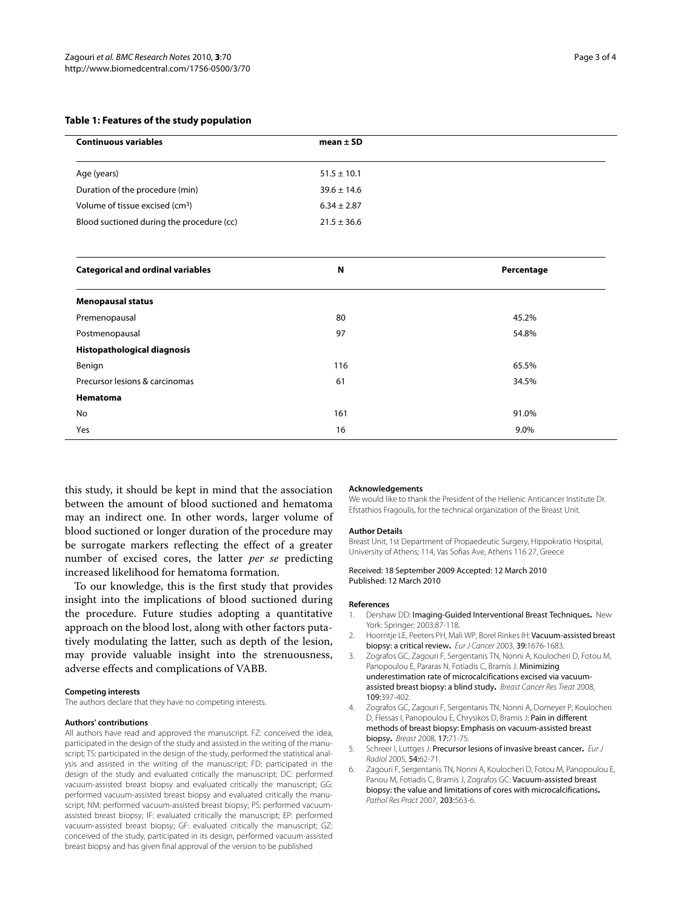**Table 1: Features of the study population**

| Continuous variables | mean ± SD | |
|---|---|---|
| Age (years) | 51.5 ± 10.1 | |
| Duration of the procedure (min) | 39.6 ± 14.6 | |
| Volume of tissue excised ($cm^3$) | 6.34 ± 2.87 | |
| Blood suctioned during the procedure (cc) | 21.5 ± 36.6 | |
| **Categorical and ordinal variables** | **N** | **Percentage** |
| **Menopausal status** | | |
| Premenopausal | 80 | 45.2% |
| Postmenopausal | 97 | 54.8% |
| **Histopathological diagnosis** | | |
| Benign | 116 | 65.5% |
| Precursor lesions & carcinomas | 61 | 34.5% |
| **Hematoma** | | |
| No | 161 | 91.0% |
| Yes | 16 | 9.0% |

this study, it should be kept in mind that the association between the amount of blood suctioned and hematoma may an indirect one. In other words, larger volume of blood suctioned or longer duration of the procedure may be surrogate markers reflecting the effect of a greater number of excised cores, the latter *per se* predicting increased likelihood for hematoma formation.

To our knowledge, this is the first study that provides insight into the implications of blood suctioned during the procedure. Future studies adopting a quantitative approach on the blood lost, along with other factors putatively modulating the latter, such as depth of the lesion, may provide valuable insight into the strenuousness, adverse effects and complications of VABB.

#### Competing interests
The authors declare that they have no competing interests.

#### Authors' contributions
All authors have read and approved the manuscript. FZ: conceived the idea, participated in the design of the study and assisted in the writing of the manuscript; TS: participated in the design of the study, performed the statistical analysis and assisted in the writing of the manuscript; FD: participated in the design of the study and evaluated critically the manuscript; DC: performed vacuum-assisted breast biopsy and evaluated critically the manuscript; GG: performed vacuum-assisted breast biopsy and evaluated critically the manuscript; NM: performed vacuum-assisted breast biopsy; PS: performed vacuum-assisted breast biopsy; IF: evaluated critically the manuscript; EP: performed vacuum-assisted breast biopsy; GF: evaluated critically the manuscript; GZ: conceived of the study, participated in its design, performed vacuum-assisted breast biopsy and has given final approval of the version to be published

#### Acknowledgements
We would like to thank the President of the Hellenic Anticancer Institute Dr. Efstathios Fragoulis, for the technical organization of the Breast Unit.

#### Author Details
Breast Unit, 1st Department of Propaedeutic Surgery, Hippokratio Hospital, University of Athens; 114, Vas Sofias Ave, Athens 116 27, Greece

Received: 18 September 2009 Accepted: 12 March 2010
Published: 12 March 2010

#### References
1. Dershaw DD: **Imaging-Guided Interventional Breast Techniques.** New York: Springer; 2003:87-118.
2. Hoorntje LE, Peeters PH, Mali WP, Borel Rinkes IH: **Vacuum-assisted breast biopsy: a critical review.** *Eur J Cancer* 2003, **39**:1676-1683.
3. Zografos GC, Zagouri F, Sergentanis TN, Nonni A, Koulocheri D, Fotou M, Panopoulou E, Pararas N, Fotiadis C, Bramis J: **Minimizing underestimation rate of microcalcifications excised via vacuum-assisted breast biopsy: a blind study.** *Breast Cancer Res Treat* 2008, **109**:397-402.
4. Zografos GC, Zagouri F, Sergentanis TN, Nonni A, Domeyer P, Koulocheri D, Flessas I, Panopoulou E, Chrysikos D, Bramis J: **Pain in different methods of breast biopsy: Emphasis on vacuum-assisted breast biopsy.** *Breast* 2008, **17**:71-75.
5. Schreer I, Luttges J: **Precursor lesions of invasive breast cancer.** *Eur J Radiol* 2005, **54**:62-71.
6. Zagouri F, Sergentanis TN, Nonni A, Koulocheri D, Fotou M, Panopoulou E, Panou M, Fotiadis C, Bramis J, Zografos GC: **Vacuum-assisted breast biopsy: the value and limitations of cores with microcalcifications.** *Pathol Res Pract* 2007, **203**:563-6.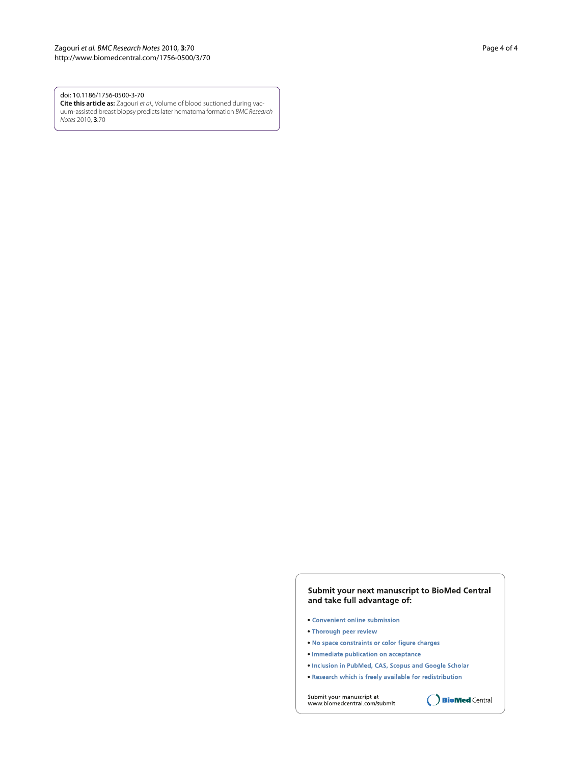doi: 10.1186/1756-0500-3-70

**Cite this article as:** Zagouri *et al.*, Volume of blood suctioned during vacuum-assisted breast biopsy predicts later hematoma formation *BMC Research Notes* 2010, **3**:70

**Submit your next manuscript to BioMed Central and take full advantage of:**

- Convenient online submission
- Thorough peer review
- No space constraints or color figure charges
- Immediate publication on acceptance
- Inclusion in PubMed, CAS, Scopus and Google Scholar
- Research which is freely available for redistribution

Submit your manuscript at
www.biomedcentral.com/submit

BioMed Central